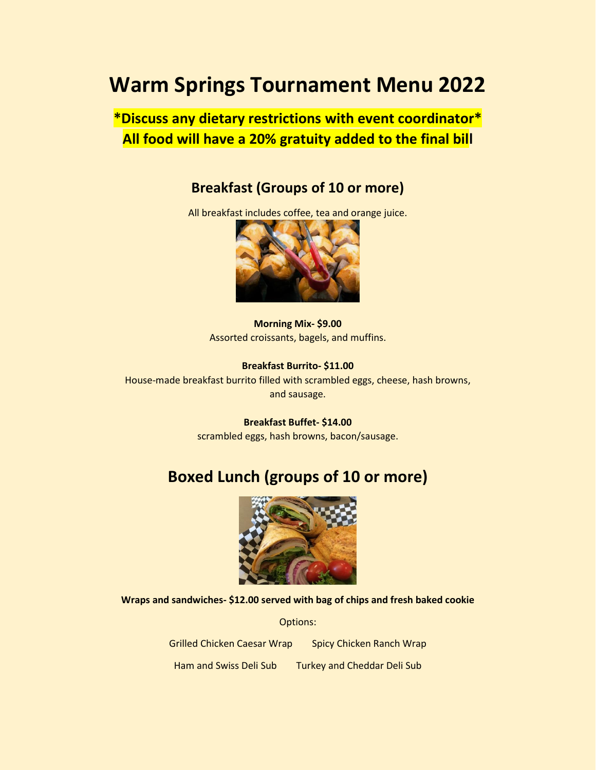# Warm Springs Tournament Menu 2022

**\*Discuss any dietary restrictions with event coordinator\***

**All food will have a 20% gratuity added to the final bill**

## Breakfast (Groups of 10 or more)

All breakfast includes coffee, tea and orange juice.

**Morning Mix- $9.00**
Assorted croissants, bagels, and muffins.

**Breakfast Burrito- $11.00**
House-made breakfast burrito filled with scrambled eggs, cheese, hash browns, and sausage.

**Breakfast Buffet- $14.00**
scrambled eggs, hash browns, bacon/sausage.

## Boxed Lunch (groups of 10 or more)

**Wraps and sandwiches- $12.00 served with bag of chips and fresh baked cookie**

Options:

Grilled Chicken Caesar Wrap    Spicy Chicken Ranch Wrap

Ham and Swiss Deli Sub    Turkey and Cheddar Deli Sub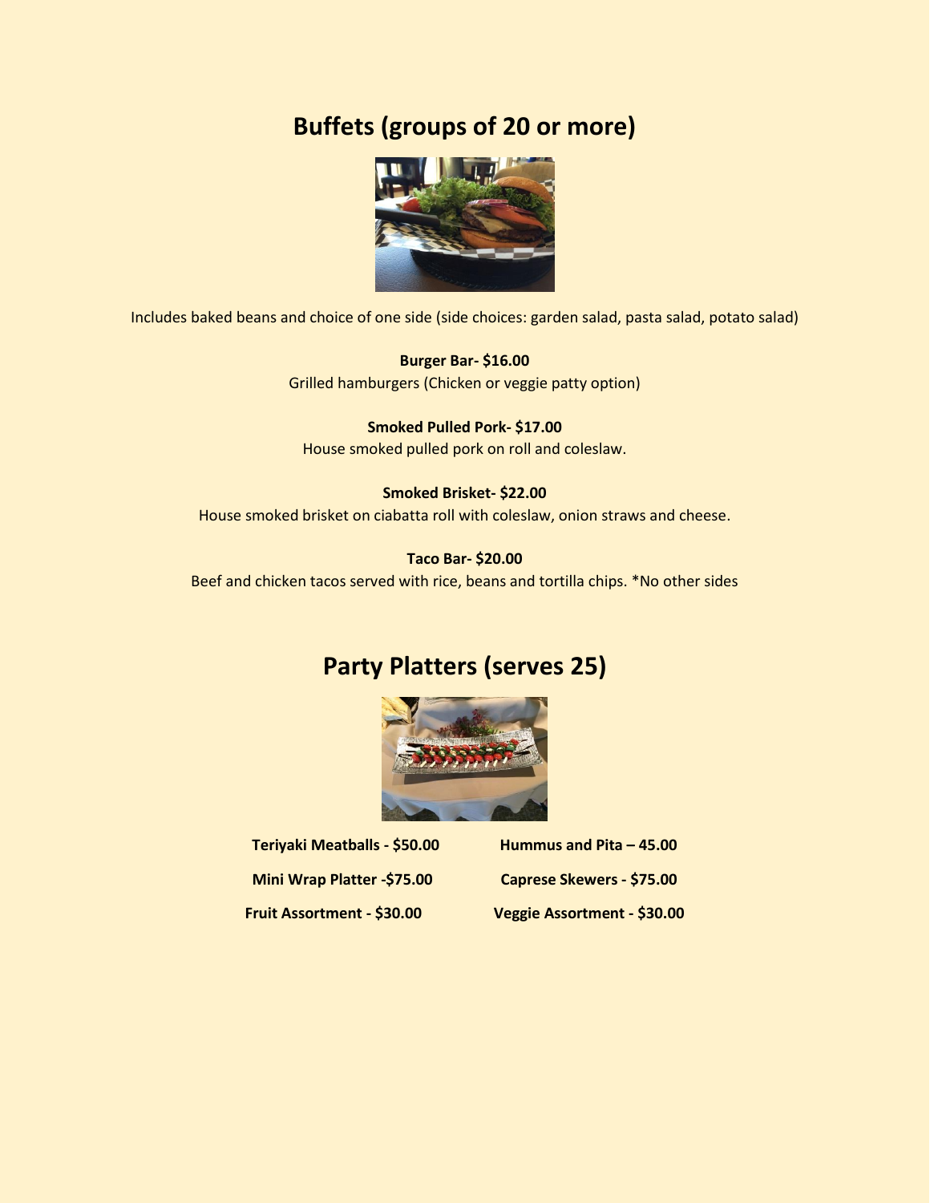## Buffets (groups of 20 or more)

Includes baked beans and choice of one side (side choices: garden salad, pasta salad, potato salad)

**Burger Bar- $16.00**
Grilled hamburgers (Chicken or veggie patty option)

**Smoked Pulled Pork- $17.00**
House smoked pulled pork on roll and coleslaw.

**Smoked Brisket- $22.00**
House smoked brisket on ciabatta roll with coleslaw, onion straws and cheese.

**Taco Bar- $20.00**
Beef and chicken tacos served with rice, beans and tortilla chips. *No other sides

## Party Platters (serves 25)

**Teriyaki Meatballs - $50.00**

**Mini Wrap Platter -$75.00**

**Fruit Assortment - $30.00**

**Hummus and Pita – 45.00**

**Caprese Skewers - $75.00**

**Veggie Assortment - $30.00**